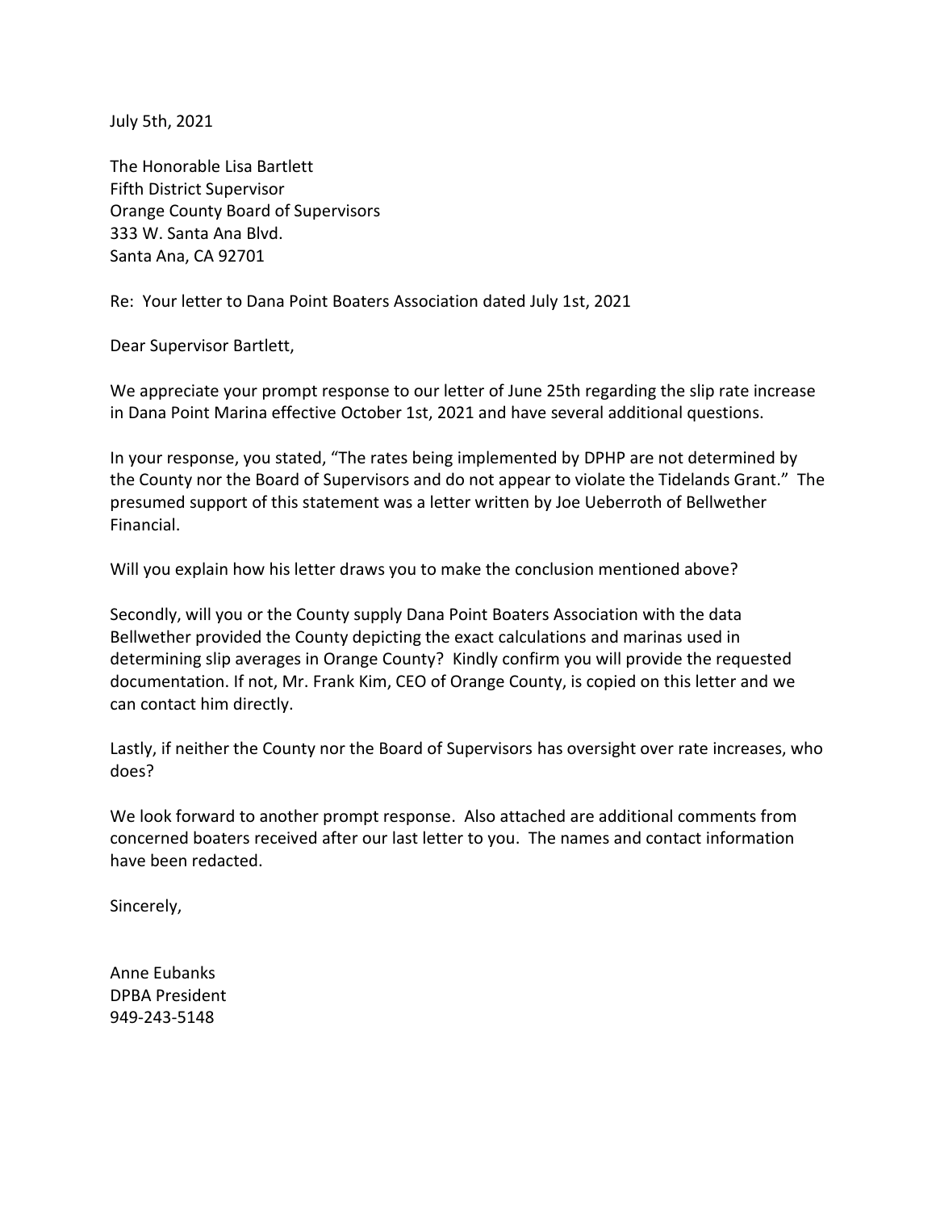July 5th, 2021

The Honorable Lisa Bartlett
Fifth District Supervisor
Orange County Board of Supervisors
333 W. Santa Ana Blvd.
Santa Ana, CA 92701

Re: Your letter to Dana Point Boaters Association dated July 1st, 2021

Dear Supervisor Bartlett,

We appreciate your prompt response to our letter of June 25th regarding the slip rate increase in Dana Point Marina effective October 1st, 2021 and have several additional questions.

In your response, you stated, "The rates being implemented by DPHP are not determined by the County nor the Board of Supervisors and do not appear to violate the Tidelands Grant." The presumed support of this statement was a letter written by Joe Ueberroth of Bellwether Financial.

Will you explain how his letter draws you to make the conclusion mentioned above?

Secondly, will you or the County supply Dana Point Boaters Association with the data Bellwether provided the County depicting the exact calculations and marinas used in determining slip averages in Orange County? Kindly confirm you will provide the requested documentation. If not, Mr. Frank Kim, CEO of Orange County, is copied on this letter and we can contact him directly.

Lastly, if neither the County nor the Board of Supervisors has oversight over rate increases, who does?

We look forward to another prompt response. Also attached are additional comments from concerned boaters received after our last letter to you. The names and contact information have been redacted.

Sincerely,

Anne Eubanks
DPBA President
949-243-5148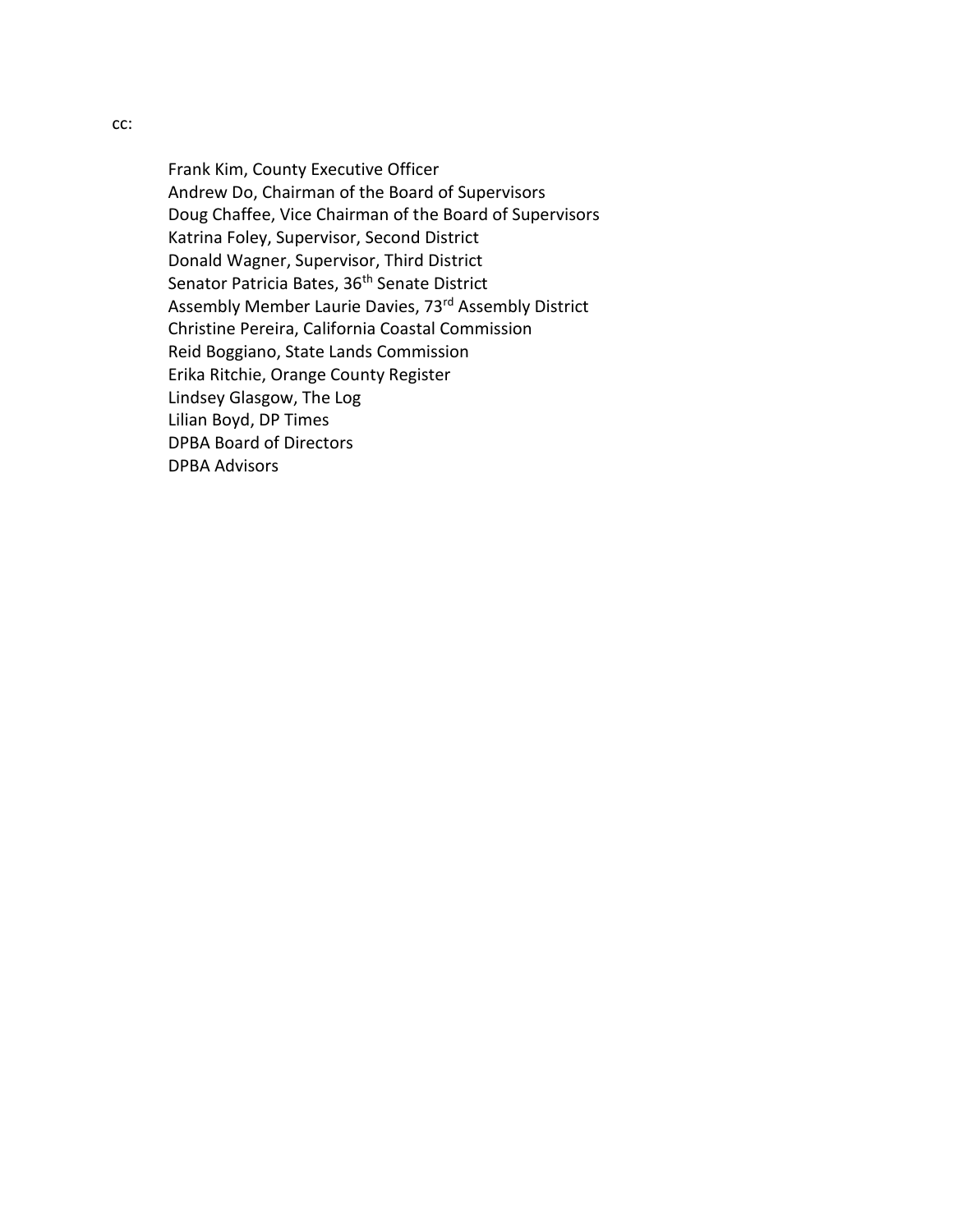cc:

Frank Kim, County Executive Officer
Andrew Do, Chairman of the Board of Supervisors
Doug Chaffee, Vice Chairman of the Board of Supervisors
Katrina Foley, Supervisor, Second District
Donald Wagner, Supervisor, Third District
Senator Patricia Bates, 36th Senate District
Assembly Member Laurie Davies, 73rd Assembly District
Christine Pereira, California Coastal Commission
Reid Boggiano, State Lands Commission
Erika Ritchie, Orange County Register
Lindsey Glasgow, The Log
Lilian Boyd, DP Times
DPBA Board of Directors
DPBA Advisors